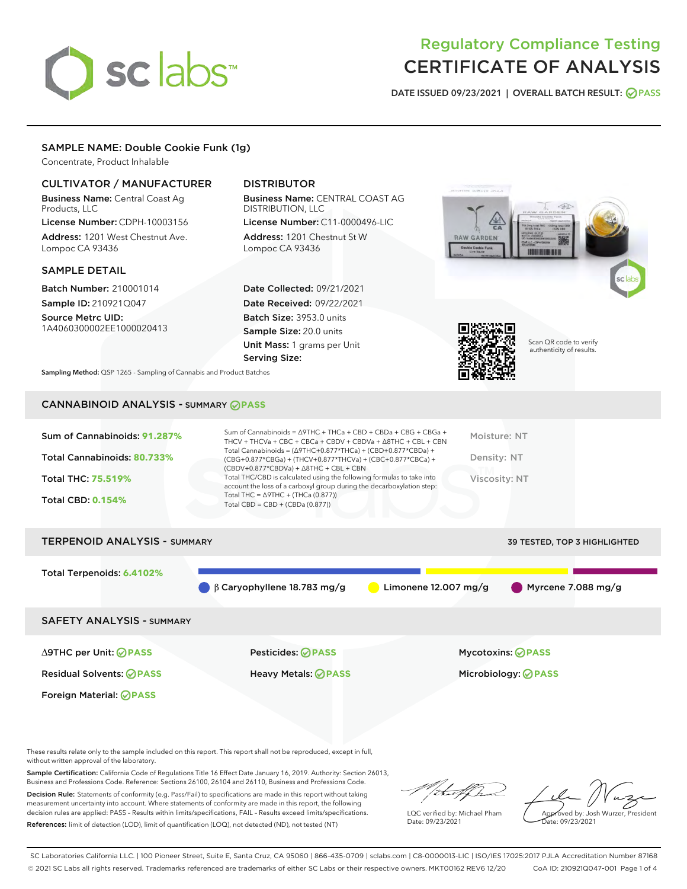# Regulatory Compliance Testing
# CERTIFICATE OF ANALYSIS

DATE ISSUED 09/23/2021 | OVERALL BATCH RESULT: PASS

## SAMPLE NAME: Double Cookie Funk (1g)

Concentrate, Product Inhalable

### CULTIVATOR / MANUFACTURER

**Business Name:** Central Coast Ag Products, LLC
**License Number:** CDPH-10003156
**Address:** 1201 West Chestnut Ave. Lompoc CA 93436

### DISTRIBUTOR

**Business Name:** CENTRAL COAST AG DISTRIBUTION, LLC
**License Number:** C11-0000496-LIC
**Address:** 1201 Chestnut St W Lompoc CA 93436

### SAMPLE DETAIL

**Batch Number:** 210001014
**Sample ID:** 210921Q047
**Source Metrc UID:** 1A4060300002EE1000020413

**Date Collected:** 09/21/2021
**Date Received:** 09/22/2021
**Batch Size:** 3953.0 units
**Sample Size:** 20.0 units
**Unit Mass:** 1 grams per Unit
**Serving Size:**

Scan QR code to verify authenticity of results.

**Sampling Method:** QSP 1265 - Sampling of Cannabis and Product Batches

## CANNABINOID ANALYSIS - SUMMARY PASS

Sum of Cannabinoids: **91.287%**
Total Cannabinoids: **80.733%**
Total THC: **75.519%**
Total CBD: **0.154%**

Sum of Cannabinoids = Δ9THC + THCa + CBD + CBDa + CBG + CBGa + THCV + THCVa + CBC + CBCa + CBDV + CBDVa + Δ8THC + CBL + CBN
Total Cannabinoids = (Δ9THC+0.877*THCa) + (CBD+0.877*CBDa) + (CBG+0.877*CBGa) + (THCV+0.877*THCVa) + (CBC+0.877*CBCa) + (CBDV+0.877*CBDVa) + Δ8THC + CBL + CBN
Total THC/CBD is calculated using the following formulas to take into account the loss of a carboxyl group during the decarboxylation step:
Total THC = Δ9THC + (THCa (0.877))
Total CBD = CBD + (CBDa (0.877))

Moisture: NT
Density: NT
Viscosity: NT

## TERPENOID ANALYSIS - SUMMARY

39 TESTED, TOP 3 HIGHLIGHTED

Total Terpenoids: **6.4102%**

β Caryophyllene 18.783 mg/g | Limonene 12.007 mg/g | Myrcene 7.088 mg/g

## SAFETY ANALYSIS - SUMMARY

| | | |
|---|---|---|
| Δ9THC per Unit: PASS | Pesticides: PASS | Mycotoxins: PASS |
| Residual Solvents: PASS | Heavy Metals: PASS | Microbiology: PASS |
| Foreign Material: PASS | | |

These results relate only to the sample included on this report. This report shall not be reproduced, except in full, without written approval of the laboratory.

**Sample Certification:** California Code of Regulations Title 16 Effect Date January 16, 2019. Authority: Section 26013, Business and Professions Code. Reference: Sections 26100, 26104 and 26110, Business and Professions Code.

**Decision Rule:** Statements of conformity (e.g. Pass/Fail) to specifications are made in this report without taking measurement uncertainty into account. Where statements of conformity are made in this report, the following decision rules are applied: PASS – Results within limits/specifications, FAIL – Results exceed limits/specifications.

**References:** limit of detection (LOD), limit of quantification (LOQ), not detected (ND), not tested (NT)

LQC verified by: Michael Pham
Date: 09/23/2021

Approved by: Josh Wurzer, President
Date: 09/23/2021

SC Laboratories California LLC. | 100 Pioneer Street, Suite E, Santa Cruz, CA 95060 | 866-435-0709 | sclabs.com | C8-0000013-LIC | ISO/IES 17025:2017 PJLA Accreditation Number 87168
© 2021 SC Labs all rights reserved. Trademarks referenced are trademarks of either SC Labs or their respective owners. MKT00162 REV6 12/20 CoA ID: 210921Q047-001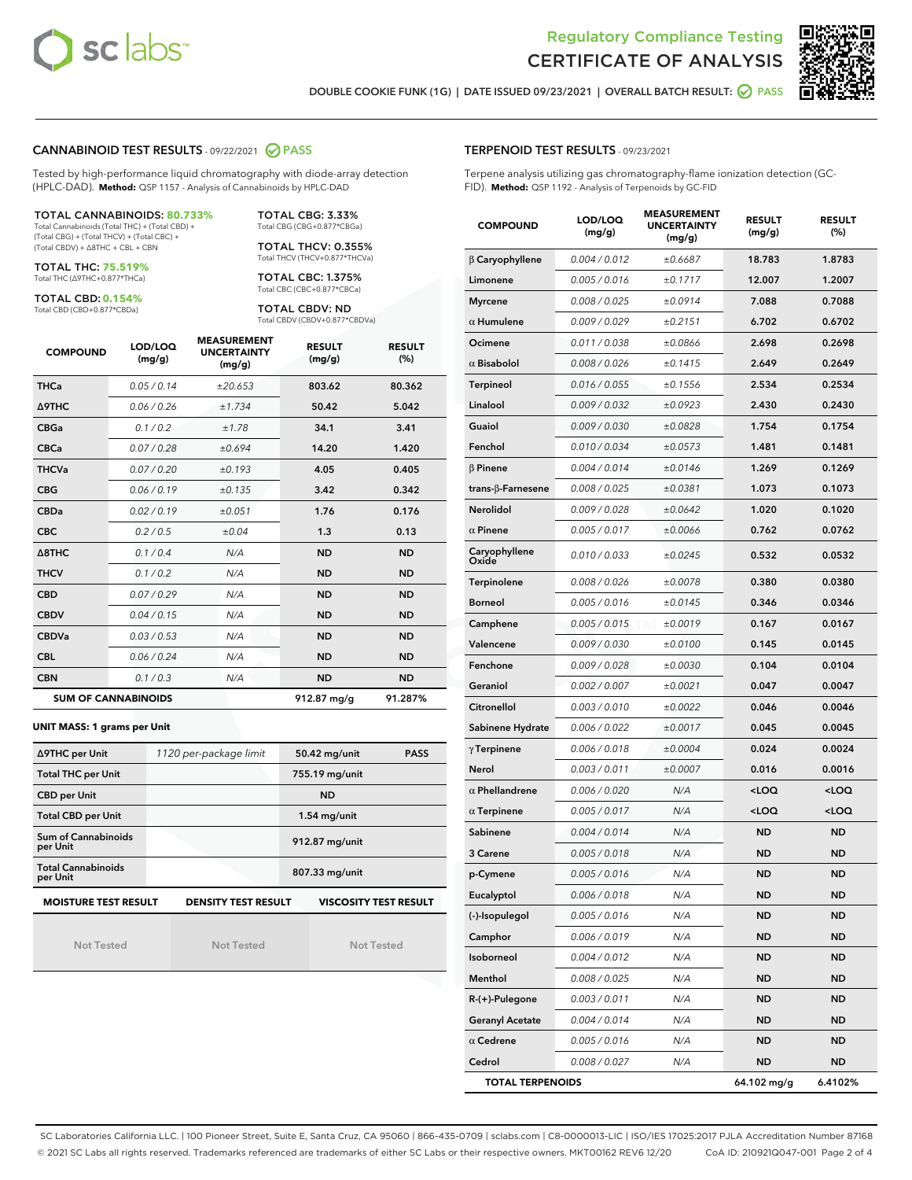Regulatory Compliance Testing
# CERTIFICATE OF ANALYSIS

DOUBLE COOKIE FUNK (1G) | DATE ISSUED 09/23/2021 | OVERALL BATCH RESULT: PASS

## CANNABINOID TEST RESULTS - 09/22/2021 PASS

Tested by high-performance liquid chromatography with diode-array detection (HPLC-DAD). **Method:** QSP 1157 - Analysis of Cannabinoids by HPLC-DAD

**TOTAL CANNABINOIDS: 80.733%**
Total Cannabinoids (Total THC) + (Total CBD) + (Total CBG) + (Total THCV) + (Total CBC) + (Total CBDV) + Δ8THC + CBL + CBN

**TOTAL THC: 75.519%**
Total THC (Δ9THC+0.877*THCa)

**TOTAL CBD: 0.154%**
Total CBD (CBD+0.877*CBDa)

**TOTAL CBG: 3.33%**
Total CBG (CBG+0.877*CBGa)

**TOTAL THCV: 0.355%**
Total THCV (THCV+0.877*THCVa)

**TOTAL CBC: 1.375%**
Total CBC (CBC+0.877*CBCa)

**TOTAL CBDV: ND**
Total CBDV (CBDV+0.877*CBDVa)

| COMPOUND | LOD/LOQ (mg/g) | MEASUREMENT UNCERTAINTY (mg/g) | RESULT (mg/g) | RESULT (%) |
|---|---|---|---|---|
| THCa | 0.05 / 0.14 | ±20.653 | 803.62 | 80.362 |
| Δ9THC | 0.06 / 0.26 | ±1.734 | 50.42 | 5.042 |
| CBGa | 0.1 / 0.2 | ±1.78 | 34.1 | 3.41 |
| CBCa | 0.07 / 0.28 | ±0.694 | 14.20 | 1.420 |
| THCVa | 0.07 / 0.20 | ±0.193 | 4.05 | 0.405 |
| CBG | 0.06 / 0.19 | ±0.135 | 3.42 | 0.342 |
| CBDa | 0.02 / 0.19 | ±0.051 | 1.76 | 0.176 |
| CBC | 0.2 / 0.5 | ±0.04 | 1.3 | 0.13 |
| Δ8THC | 0.1 / 0.4 | N/A | ND | ND |
| THCV | 0.1 / 0.2 | N/A | ND | ND |
| CBD | 0.07 / 0.29 | N/A | ND | ND |
| CBDV | 0.04 / 0.15 | N/A | ND | ND |
| CBDVa | 0.03 / 0.53 | N/A | ND | ND |
| CBL | 0.06 / 0.24 | N/A | ND | ND |
| CBN | 0.1 / 0.3 | N/A | ND | ND |
| **SUM OF CANNABINOIDS** | | | 912.87 mg/g | 91.287% |

**UNIT MASS: 1 grams per Unit**

| | | | |
|---|---|---|---|
| Δ9THC per Unit | 1120 per-package limit | 50.42 mg/unit | PASS |
| Total THC per Unit | | 755.19 mg/unit | |
| CBD per Unit | | ND | |
| Total CBD per Unit | | 1.54 mg/unit | |
| Sum of Cannabinoids per Unit | | 912.87 mg/unit | |
| Total Cannabinoids per Unit | | 807.33 mg/unit | |

| MOISTURE TEST RESULT | DENSITY TEST RESULT | VISCOSITY TEST RESULT |
|---|---|---|
| Not Tested | Not Tested | Not Tested |

## TERPENOID TEST RESULTS - 09/23/2021

Terpene analysis utilizing gas chromatography-flame ionization detection (GC-FID). **Method:** QSP 1192 - Analysis of Terpenoids by GC-FID

| COMPOUND | LOD/LOQ (mg/g) | MEASUREMENT UNCERTAINTY (mg/g) | RESULT (mg/g) | RESULT (%) |
|---|---|---|---|---|
| β Caryophyllene | 0.004 / 0.012 | ±0.6687 | 18.783 | 1.8783 |
| Limonene | 0.005 / 0.016 | ±0.1717 | 12.007 | 1.2007 |
| Myrcene | 0.008 / 0.025 | ±0.0914 | 7.088 | 0.7088 |
| α Humulene | 0.009 / 0.029 | ±0.2151 | 6.702 | 0.6702 |
| Ocimene | 0.011 / 0.038 | ±0.0866 | 2.698 | 0.2698 |
| α Bisabolol | 0.008 / 0.026 | ±0.1415 | 2.649 | 0.2649 |
| Terpineol | 0.016 / 0.055 | ±0.1556 | 2.534 | 0.2534 |
| Linalool | 0.009 / 0.032 | ±0.0923 | 2.430 | 0.2430 |
| Guaiol | 0.009 / 0.030 | ±0.0828 | 1.754 | 0.1754 |
| Fenchol | 0.010 / 0.034 | ±0.0573 | 1.481 | 0.1481 |
| β Pinene | 0.004 / 0.014 | ±0.0146 | 1.269 | 0.1269 |
| trans-β-Farnesene | 0.008 / 0.025 | ±0.0381 | 1.073 | 0.1073 |
| Nerolidol | 0.009 / 0.028 | ±0.0642 | 1.020 | 0.1020 |
| α Pinene | 0.005 / 0.017 | ±0.0066 | 0.762 | 0.0762 |
| Caryophyllene Oxide | 0.010 / 0.033 | ±0.0245 | 0.532 | 0.0532 |
| Terpinolene | 0.008 / 0.026 | ±0.0078 | 0.380 | 0.0380 |
| Borneol | 0.005 / 0.016 | ±0.0145 | 0.346 | 0.0346 |
| Camphene | 0.005 / 0.015 | ±0.0019 | 0.167 | 0.0167 |
| Valencene | 0.009 / 0.030 | ±0.0100 | 0.145 | 0.0145 |
| Fenchone | 0.009 / 0.028 | ±0.0030 | 0.104 | 0.0104 |
| Geraniol | 0.002 / 0.007 | ±0.0021 | 0.047 | 0.0047 |
| Citronellol | 0.003 / 0.010 | ±0.0022 | 0.046 | 0.0046 |
| Sabinene Hydrate | 0.006 / 0.022 | ±0.0017 | 0.045 | 0.0045 |
| γ Terpinene | 0.006 / 0.018 | ±0.0004 | 0.024 | 0.0024 |
| Nerol | 0.003 / 0.011 | ±0.0007 | 0.016 | 0.0016 |
| α Phellandrene | 0.006 / 0.020 | N/A | <LOQ | <LOQ |
| α Terpinene | 0.005 / 0.017 | N/A | <LOQ | <LOQ |
| Sabinene | 0.004 / 0.014 | N/A | ND | ND |
| 3 Carene | 0.005 / 0.018 | N/A | ND | ND |
| p-Cymene | 0.005 / 0.016 | N/A | ND | ND |
| Eucalyptol | 0.006 / 0.018 | N/A | ND | ND |
| (-)-Isopulegol | 0.005 / 0.016 | N/A | ND | ND |
| Camphor | 0.006 / 0.019 | N/A | ND | ND |
| Isoborneol | 0.004 / 0.012 | N/A | ND | ND |
| Menthol | 0.008 / 0.025 | N/A | ND | ND |
| R-(+)-Pulegone | 0.003 / 0.011 | N/A | ND | ND |
| Geranyl Acetate | 0.004 / 0.014 | N/A | ND | ND |
| α Cedrene | 0.005 / 0.016 | N/A | ND | ND |
| Cedrol | 0.008 / 0.027 | N/A | ND | ND |
| **TOTAL TERPENOIDS** | | | 64.102 mg/g | 6.4102% |

SC Laboratories California LLC. | 100 Pioneer Street, Suite E, Santa Cruz, CA 95060 | 866-435-0709 | sclabs.com | C8-0000013-LIC | ISO/IES 17025:2017 PJLA Accreditation Number 87168
© 2021 SC Labs all rights reserved. Trademarks referenced are trademarks of either SC Labs or their respective owners. MKT00162 REV6 12/20 CoA ID: 210921Q047-001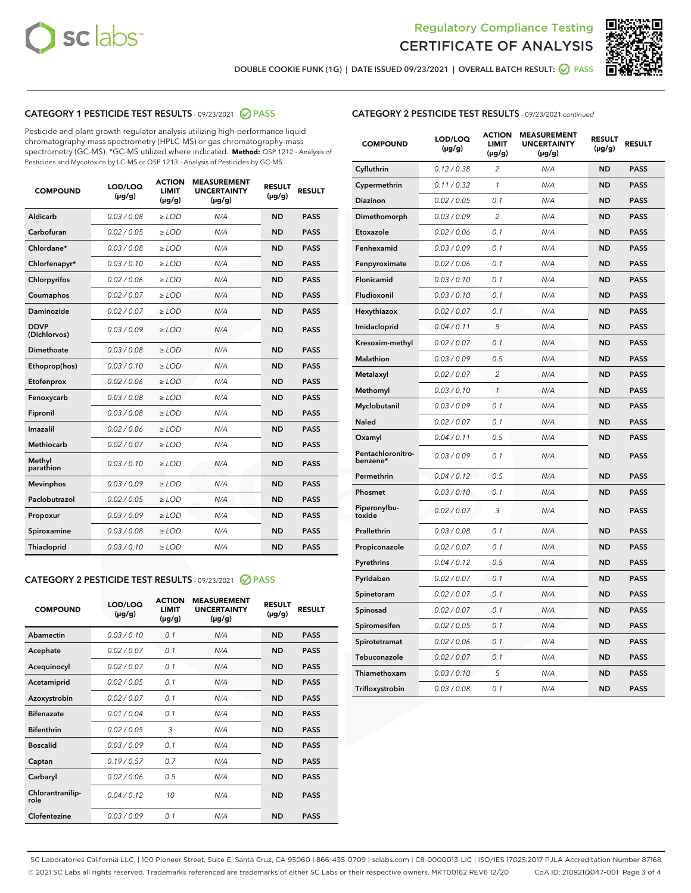Regulatory Compliance Testing
CERTIFICATE OF ANALYSIS

DOUBLE COOKIE FUNK (1G) | DATE ISSUED 09/23/2021 | OVERALL BATCH RESULT: PASS

## CATEGORY 1 PESTICIDE TEST RESULTS - 09/23/2021 PASS

Pesticide and plant growth regulator analysis utilizing high-performance liquid chromatography-mass spectrometry (HPLC-MS) or gas chromatography-mass spectrometry (GC-MS). *GC-MS utilized where indicated. **Method:** QSP 1212 - Analysis of Pesticides and Mycotoxins by LC-MS or QSP 1213 - Analysis of Pesticides by GC-MS

| COMPOUND | LOD/LOQ (µg/g) | ACTION LIMIT (µg/g) | MEASUREMENT UNCERTAINTY (µg/g) | RESULT (µg/g) | RESULT |
|---|---|---|---|---|---|
| Aldicarb | 0.03 / 0.08 | ≥ LOD | N/A | ND | PASS |
| Carbofuran | 0.02 / 0.05 | ≥ LOD | N/A | ND | PASS |
| Chlordane* | 0.03 / 0.08 | ≥ LOD | N/A | ND | PASS |
| Chlorfenapyr* | 0.03 / 0.10 | ≥ LOD | N/A | ND | PASS |
| Chlorpyrifos | 0.02 / 0.06 | ≥ LOD | N/A | ND | PASS |
| Coumaphos | 0.02 / 0.07 | ≥ LOD | N/A | ND | PASS |
| Daminozide | 0.02 / 0.07 | ≥ LOD | N/A | ND | PASS |
| DDVP (Dichlorvos) | 0.03 / 0.09 | ≥ LOD | N/A | ND | PASS |
| Dimethoate | 0.03 / 0.08 | ≥ LOD | N/A | ND | PASS |
| Ethoprop(hos) | 0.03 / 0.10 | ≥ LOD | N/A | ND | PASS |
| Etofenprox | 0.02 / 0.06 | ≥ LOD | N/A | ND | PASS |
| Fenoxycarb | 0.03 / 0.08 | ≥ LOD | N/A | ND | PASS |
| Fipronil | 0.03 / 0.08 | ≥ LOD | N/A | ND | PASS |
| Imazalil | 0.02 / 0.06 | ≥ LOD | N/A | ND | PASS |
| Methiocarb | 0.02 / 0.07 | ≥ LOD | N/A | ND | PASS |
| Methyl parathion | 0.03 / 0.10 | ≥ LOD | N/A | ND | PASS |
| Mevinphos | 0.03 / 0.09 | ≥ LOD | N/A | ND | PASS |
| Paclobutrazol | 0.02 / 0.05 | ≥ LOD | N/A | ND | PASS |
| Propoxur | 0.03 / 0.09 | ≥ LOD | N/A | ND | PASS |
| Spiroxamine | 0.03 / 0.08 | ≥ LOD | N/A | ND | PASS |
| Thiacloprid | 0.03 / 0.10 | ≥ LOD | N/A | ND | PASS |

## CATEGORY 2 PESTICIDE TEST RESULTS - 09/23/2021 PASS

| COMPOUND | LOD/LOQ (µg/g) | ACTION LIMIT (µg/g) | MEASUREMENT UNCERTAINTY (µg/g) | RESULT (µg/g) | RESULT |
|---|---|---|---|---|---|
| Abamectin | 0.03 / 0.10 | 0.1 | N/A | ND | PASS |
| Acephate | 0.02 / 0.07 | 0.1 | N/A | ND | PASS |
| Acequinocyl | 0.02 / 0.07 | 0.1 | N/A | ND | PASS |
| Acetamiprid | 0.02 / 0.05 | 0.1 | N/A | ND | PASS |
| Azoxystrobin | 0.02 / 0.07 | 0.1 | N/A | ND | PASS |
| Bifenazate | 0.01 / 0.04 | 0.1 | N/A | ND | PASS |
| Bifenthrin | 0.02 / 0.05 | 3 | N/A | ND | PASS |
| Boscalid | 0.03 / 0.09 | 0.1 | N/A | ND | PASS |
| Captan | 0.19 / 0.57 | 0.7 | N/A | ND | PASS |
| Carbaryl | 0.02 / 0.06 | 0.5 | N/A | ND | PASS |
| Chlorantraniliprole | 0.04 / 0.12 | 10 | N/A | ND | PASS |
| Clofentezine | 0.03 / 0.09 | 0.1 | N/A | ND | PASS |
| Cyfluthrin | 0.12 / 0.38 | 2 | N/A | ND | PASS |
| Cypermethrin | 0.11 / 0.32 | 1 | N/A | ND | PASS |
| Diazinon | 0.02 / 0.05 | 0.1 | N/A | ND | PASS |
| Dimethomorph | 0.03 / 0.09 | 2 | N/A | ND | PASS |
| Etoxazole | 0.02 / 0.06 | 0.1 | N/A | ND | PASS |
| Fenhexamid | 0.03 / 0.09 | 0.1 | N/A | ND | PASS |
| Fenpyroximate | 0.02 / 0.06 | 0.1 | N/A | ND | PASS |
| Flonicamid | 0.03 / 0.10 | 0.1 | N/A | ND | PASS |
| Fludioxonil | 0.03 / 0.10 | 0.1 | N/A | ND | PASS |
| Hexythiazox | 0.02 / 0.07 | 0.1 | N/A | ND | PASS |
| Imidacloprid | 0.04 / 0.11 | 5 | N/A | ND | PASS |
| Kresoxim-methyl | 0.02 / 0.07 | 0.1 | N/A | ND | PASS |
| Malathion | 0.03 / 0.09 | 0.5 | N/A | ND | PASS |
| Metalaxyl | 0.02 / 0.07 | 2 | N/A | ND | PASS |
| Methomyl | 0.03 / 0.10 | 1 | N/A | ND | PASS |
| Myclobutanil | 0.03 / 0.09 | 0.1 | N/A | ND | PASS |
| Naled | 0.02 / 0.07 | 0.1 | N/A | ND | PASS |
| Oxamyl | 0.04 / 0.11 | 0.5 | N/A | ND | PASS |
| Pentachloronitrobenzene* | 0.03 / 0.09 | 0.1 | N/A | ND | PASS |
| Permethrin | 0.04 / 0.12 | 0.5 | N/A | ND | PASS |
| Phosmet | 0.03 / 0.10 | 0.1 | N/A | ND | PASS |
| Piperonylbutoxide | 0.02 / 0.07 | 3 | N/A | ND | PASS |
| Prallethrin | 0.03 / 0.08 | 0.1 | N/A | ND | PASS |
| Propiconazole | 0.02 / 0.07 | 0.1 | N/A | ND | PASS |
| Pyrethrins | 0.04 / 0.12 | 0.5 | N/A | ND | PASS |
| Pyridaben | 0.02 / 0.07 | 0.1 | N/A | ND | PASS |
| Spinetoram | 0.02 / 0.07 | 0.1 | N/A | ND | PASS |
| Spinosad | 0.02 / 0.07 | 0.1 | N/A | ND | PASS |
| Spiromesifen | 0.02 / 0.05 | 0.1 | N/A | ND | PASS |
| Spirotetramat | 0.02 / 0.06 | 0.1 | N/A | ND | PASS |
| Tebuconazole | 0.02 / 0.07 | 0.1 | N/A | ND | PASS |
| Thiamethoxam | 0.03 / 0.10 | 5 | N/A | ND | PASS |
| Trifloxystrobin | 0.03 / 0.08 | 0.1 | N/A | ND | PASS |

SC Laboratories California LLC. | 100 Pioneer Street, Suite E, Santa Cruz, CA 95060 | 866-435-0709 | sclabs.com | C8-0000013-LIC | ISO/IES 17025:2017 PJLA Accreditation Number 87168
© 2021 SC Labs all rights reserved. Trademarks referenced are trademarks of either SC Labs or their respective owners. MKT00162 REV6 12/20 CoA ID: 210921Q047-001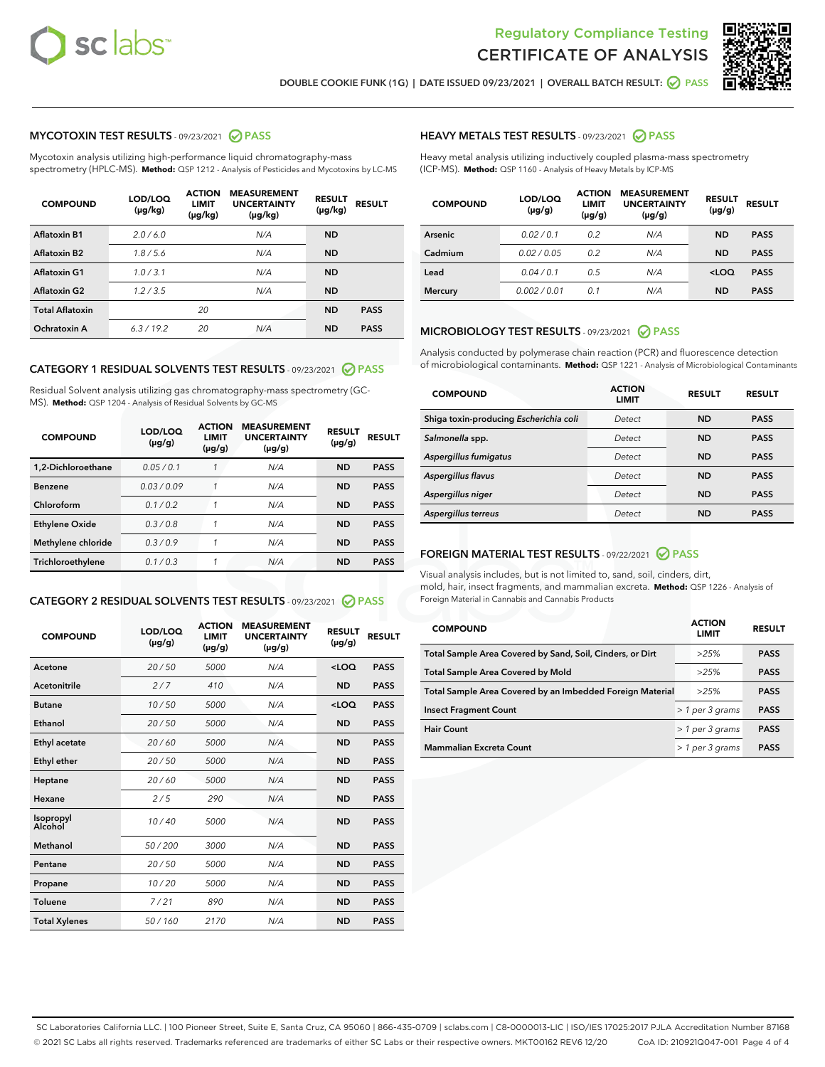Regulatory Compliance Testing

# CERTIFICATE OF ANALYSIS

DOUBLE COOKIE FUNK (1G) | DATE ISSUED 09/23/2021 | OVERALL BATCH RESULT: PASS

## MYCOTOXIN TEST RESULTS - 09/23/2021 PASS

Mycotoxin analysis utilizing high-performance liquid chromatography-mass spectrometry (HPLC-MS). **Method:** QSP 1212 - Analysis of Pesticides and Mycotoxins by LC-MS

| COMPOUND | LOD/LOQ (µg/kg) | ACTION LIMIT (µg/kg) | MEASUREMENT UNCERTAINTY (µg/kg) | RESULT (µg/kg) | RESULT |
|---|---|---|---|---|---|
| Aflatoxin B1 | 2.0 / 6.0 | | N/A | ND | |
| Aflatoxin B2 | 1.8 / 5.6 | | N/A | ND | |
| Aflatoxin G1 | 1.0 / 3.1 | | N/A | ND | |
| Aflatoxin G2 | 1.2 / 3.5 | | N/A | ND | |
| Total Aflatoxin | | 20 | | ND | PASS |
| Ochratoxin A | 6.3 / 19.2 | 20 | N/A | ND | PASS |

## CATEGORY 1 RESIDUAL SOLVENTS TEST RESULTS - 09/23/2021 PASS

Residual Solvent analysis utilizing gas chromatography-mass spectrometry (GC-MS). **Method:** QSP 1204 - Analysis of Residual Solvents by GC-MS

| COMPOUND | LOD/LOQ (µg/g) | ACTION LIMIT (µg/g) | MEASUREMENT UNCERTAINTY (µg/g) | RESULT (µg/g) | RESULT |
|---|---|---|---|---|---|
| 1,2-Dichloroethane | 0.05 / 0.1 | 1 | N/A | ND | PASS |
| Benzene | 0.03 / 0.09 | 1 | N/A | ND | PASS |
| Chloroform | 0.1 / 0.2 | 1 | N/A | ND | PASS |
| Ethylene Oxide | 0.3 / 0.8 | 1 | N/A | ND | PASS |
| Methylene chloride | 0.3 / 0.9 | 1 | N/A | ND | PASS |
| Trichloroethylene | 0.1 / 0.3 | 1 | N/A | ND | PASS |

## CATEGORY 2 RESIDUAL SOLVENTS TEST RESULTS - 09/23/2021 PASS

| COMPOUND | LOD/LOQ (µg/g) | ACTION LIMIT (µg/g) | MEASUREMENT UNCERTAINTY (µg/g) | RESULT (µg/g) | RESULT |
|---|---|---|---|---|---|
| Acetone | 20 / 50 | 5000 | N/A | <LOQ | PASS |
| Acetonitrile | 2 / 7 | 410 | N/A | ND | PASS |
| Butane | 10 / 50 | 5000 | N/A | <LOQ | PASS |
| Ethanol | 20 / 50 | 5000 | N/A | ND | PASS |
| Ethyl acetate | 20 / 60 | 5000 | N/A | ND | PASS |
| Ethyl ether | 20 / 50 | 5000 | N/A | ND | PASS |
| Heptane | 20 / 60 | 5000 | N/A | ND | PASS |
| Hexane | 2 / 5 | 290 | N/A | ND | PASS |
| Isopropyl Alcohol | 10 / 40 | 5000 | N/A | ND | PASS |
| Methanol | 50 / 200 | 3000 | N/A | ND | PASS |
| Pentane | 20 / 50 | 5000 | N/A | ND | PASS |
| Propane | 10 / 20 | 5000 | N/A | ND | PASS |
| Toluene | 7 / 21 | 890 | N/A | ND | PASS |
| Total Xylenes | 50 / 160 | 2170 | N/A | ND | PASS |

## HEAVY METALS TEST RESULTS - 09/23/2021 PASS

Heavy metal analysis utilizing inductively coupled plasma-mass spectrometry (ICP-MS). **Method:** QSP 1160 - Analysis of Heavy Metals by ICP-MS

| COMPOUND | LOD/LOQ (µg/g) | ACTION LIMIT (µg/g) | MEASUREMENT UNCERTAINTY (µg/g) | RESULT (µg/g) | RESULT |
|---|---|---|---|---|---|
| Arsenic | 0.02 / 0.1 | 0.2 | N/A | ND | PASS |
| Cadmium | 0.02 / 0.05 | 0.2 | N/A | ND | PASS |
| Lead | 0.04 / 0.1 | 0.5 | N/A | <LOQ | PASS |
| Mercury | 0.002 / 0.01 | 0.1 | N/A | ND | PASS |

## MICROBIOLOGY TEST RESULTS - 09/23/2021 PASS

Analysis conducted by polymerase chain reaction (PCR) and fluorescence detection of microbiological contaminants. **Method:** QSP 1221 - Analysis of Microbiological Contaminants

| COMPOUND | ACTION LIMIT | RESULT | RESULT |
|---|---|---|---|
| Shiga toxin-producing *Escherichia coli* | Detect | ND | PASS |
| *Salmonella* spp. | Detect | ND | PASS |
| *Aspergillus fumigatus* | Detect | ND | PASS |
| *Aspergillus flavus* | Detect | ND | PASS |
| *Aspergillus niger* | Detect | ND | PASS |
| *Aspergillus terreus* | Detect | ND | PASS |

## FOREIGN MATERIAL TEST RESULTS - 09/22/2021 PASS

Visual analysis includes, but is not limited to, sand, soil, cinders, dirt, mold, hair, insect fragments, and mammalian excreta. **Method:** QSP 1226 - Analysis of Foreign Material in Cannabis and Cannabis Products

| COMPOUND | ACTION LIMIT | RESULT |
|---|---|---|
| Total Sample Area Covered by Sand, Soil, Cinders, or Dirt | >25% | PASS |
| Total Sample Area Covered by Mold | >25% | PASS |
| Total Sample Area Covered by an Imbedded Foreign Material | >25% | PASS |
| Insect Fragment Count | > 1 per 3 grams | PASS |
| Hair Count | > 1 per 3 grams | PASS |
| Mammalian Excreta Count | > 1 per 3 grams | PASS |

SC Laboratories California LLC. | 100 Pioneer Street, Suite E, Santa Cruz, CA 95060 | 866-435-0709 | sclabs.com | C8-0000013-LIC | ISO/IES 17025:2017 PJLA Accreditation Number 87168
© 2021 SC Labs all rights reserved. Trademarks referenced are trademarks of either SC Labs or their respective owners. MKT00162 REV6 12/20 CoA ID: 210921Q047-001